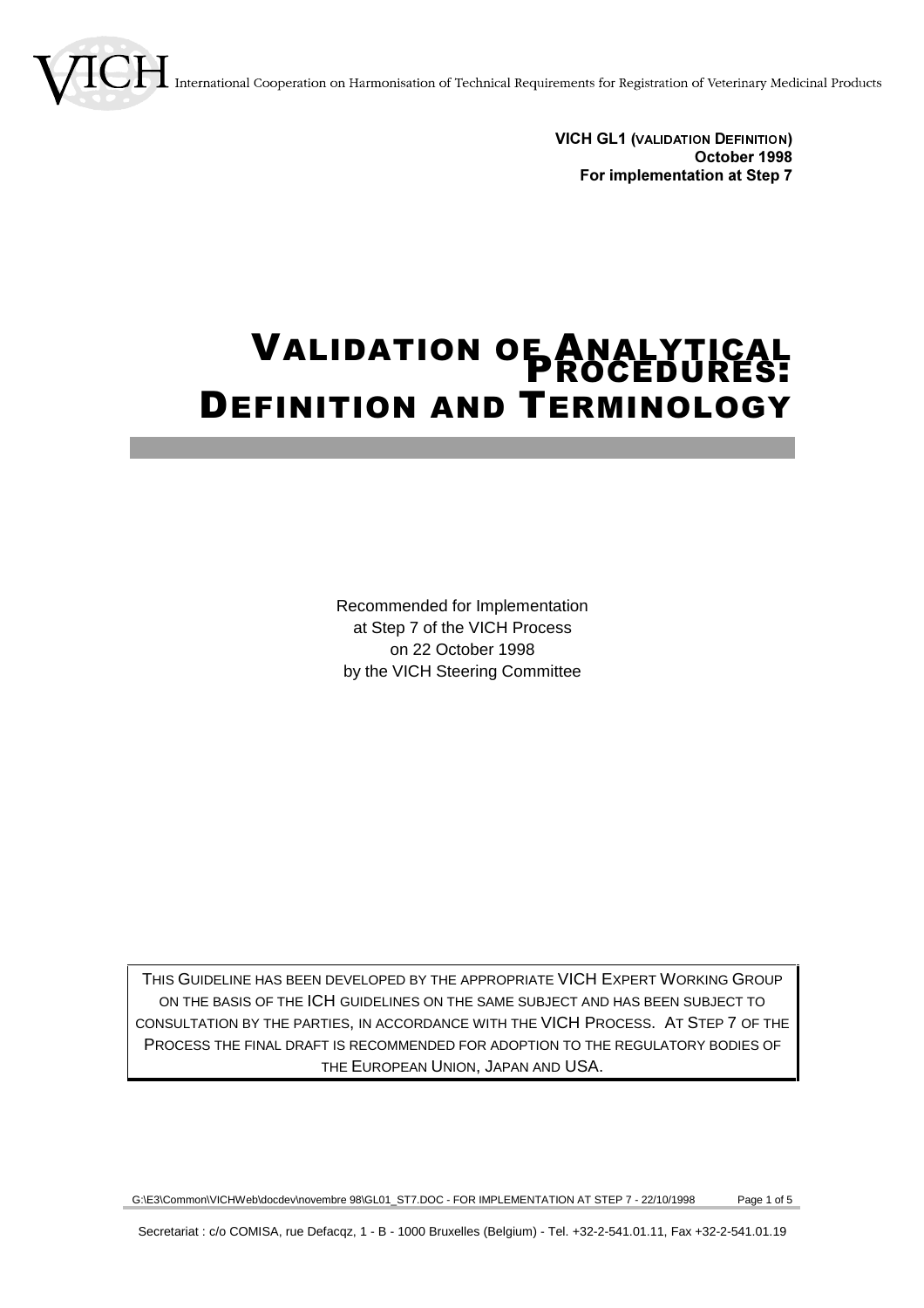VICH International Cooperation on Harmonisation of Technical Requirements for Registration of Veterinary Medicinal Products

**VICH GL1 (VALIDATION DEFINITION)**
**October 1998**
**For implementation at Step 7**

# VALIDATION OF ANALYTICAL PROCEDURES: DEFINITION AND TERMINOLOGY

Recommended for Implementation
at Step 7 of the VICH Process
on 22 October 1998
by the VICH Steering Committee

THIS GUIDELINE HAS BEEN DEVELOPED BY THE APPROPRIATE VICH EXPERT WORKING GROUP ON THE BASIS OF THE ICH GUIDELINES ON THE SAME SUBJECT AND HAS BEEN SUBJECT TO CONSULTATION BY THE PARTIES, IN ACCORDANCE WITH THE VICH PROCESS. AT STEP 7 OF THE PROCESS THE FINAL DRAFT IS RECOMMENDED FOR ADOPTION TO THE REGULATORY BODIES OF THE EUROPEAN UNION, JAPAN AND USA.

Secretariat : c/o COMISA, rue Defacqz, 1 - B - 1000 Bruxelles (Belgium) - Tel. +32-2-541.01.11, Fax +32-2-541.01.19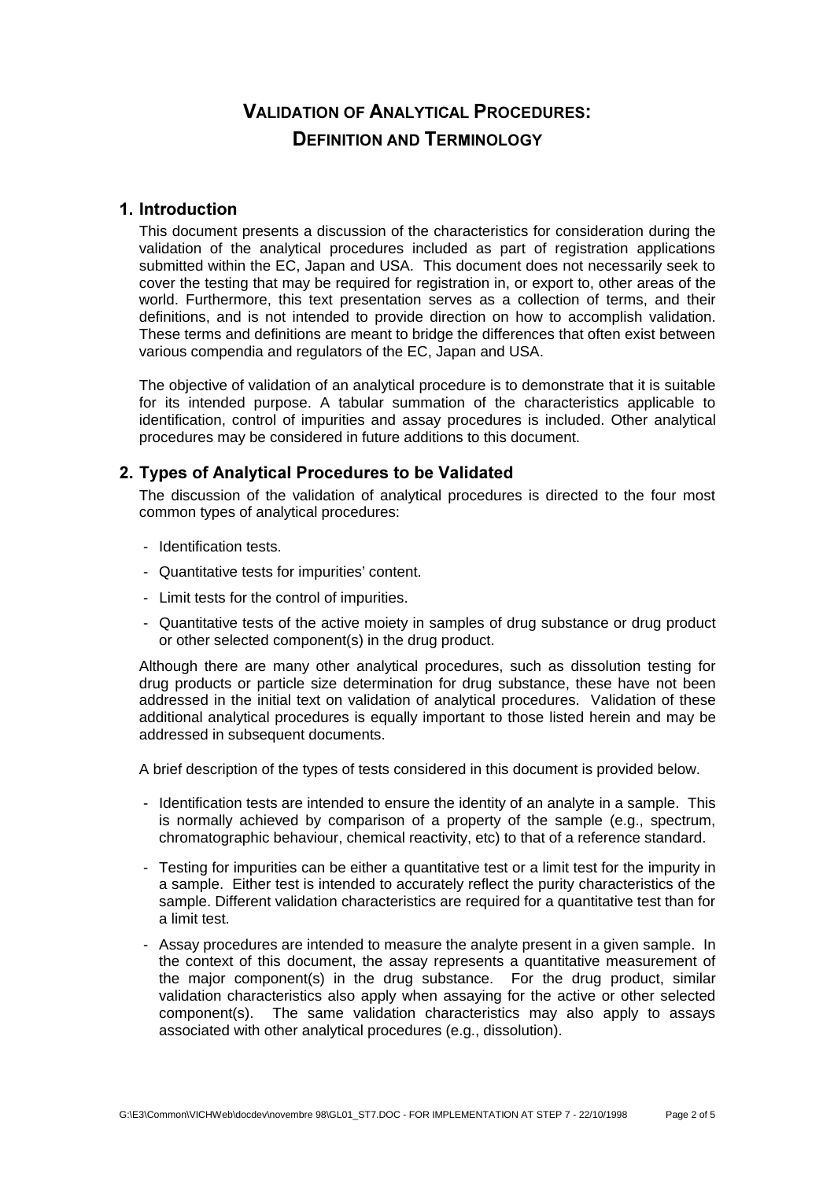# VALIDATION OF ANALYTICAL PROCEDURES: DEFINITION AND TERMINOLOGY

## 1. Introduction

This document presents a discussion of the characteristics for consideration during the validation of the analytical procedures included as part of registration applications submitted within the EC, Japan and USA. This document does not necessarily seek to cover the testing that may be required for registration in, or export to, other areas of the world. Furthermore, this text presentation serves as a collection of terms, and their definitions, and is not intended to provide direction on how to accomplish validation. These terms and definitions are meant to bridge the differences that often exist between various compendia and regulators of the EC, Japan and USA.

The objective of validation of an analytical procedure is to demonstrate that it is suitable for its intended purpose. A tabular summation of the characteristics applicable to identification, control of impurities and assay procedures is included. Other analytical procedures may be considered in future additions to this document.

## 2. Types of Analytical Procedures to be Validated

The discussion of the validation of analytical procedures is directed to the four most common types of analytical procedures:

- Identification tests.
- Quantitative tests for impurities' content.
- Limit tests for the control of impurities.
- Quantitative tests of the active moiety in samples of drug substance or drug product or other selected component(s) in the drug product.

Although there are many other analytical procedures, such as dissolution testing for drug products or particle size determination for drug substance, these have not been addressed in the initial text on validation of analytical procedures. Validation of these additional analytical procedures is equally important to those listed herein and may be addressed in subsequent documents.

A brief description of the types of tests considered in this document is provided below.

- Identification tests are intended to ensure the identity of an analyte in a sample. This is normally achieved by comparison of a property of the sample (e.g., spectrum, chromatographic behaviour, chemical reactivity, etc) to that of a reference standard.
- Testing for impurities can be either a quantitative test or a limit test for the impurity in a sample. Either test is intended to accurately reflect the purity characteristics of the sample. Different validation characteristics are required for a quantitative test than for a limit test.
- Assay procedures are intended to measure the analyte present in a given sample. In the context of this document, the assay represents a quantitative measurement of the major component(s) in the drug substance. For the drug product, similar validation characteristics also apply when assaying for the active or other selected component(s). The same validation characteristics may also apply to assays associated with other analytical procedures (e.g., dissolution).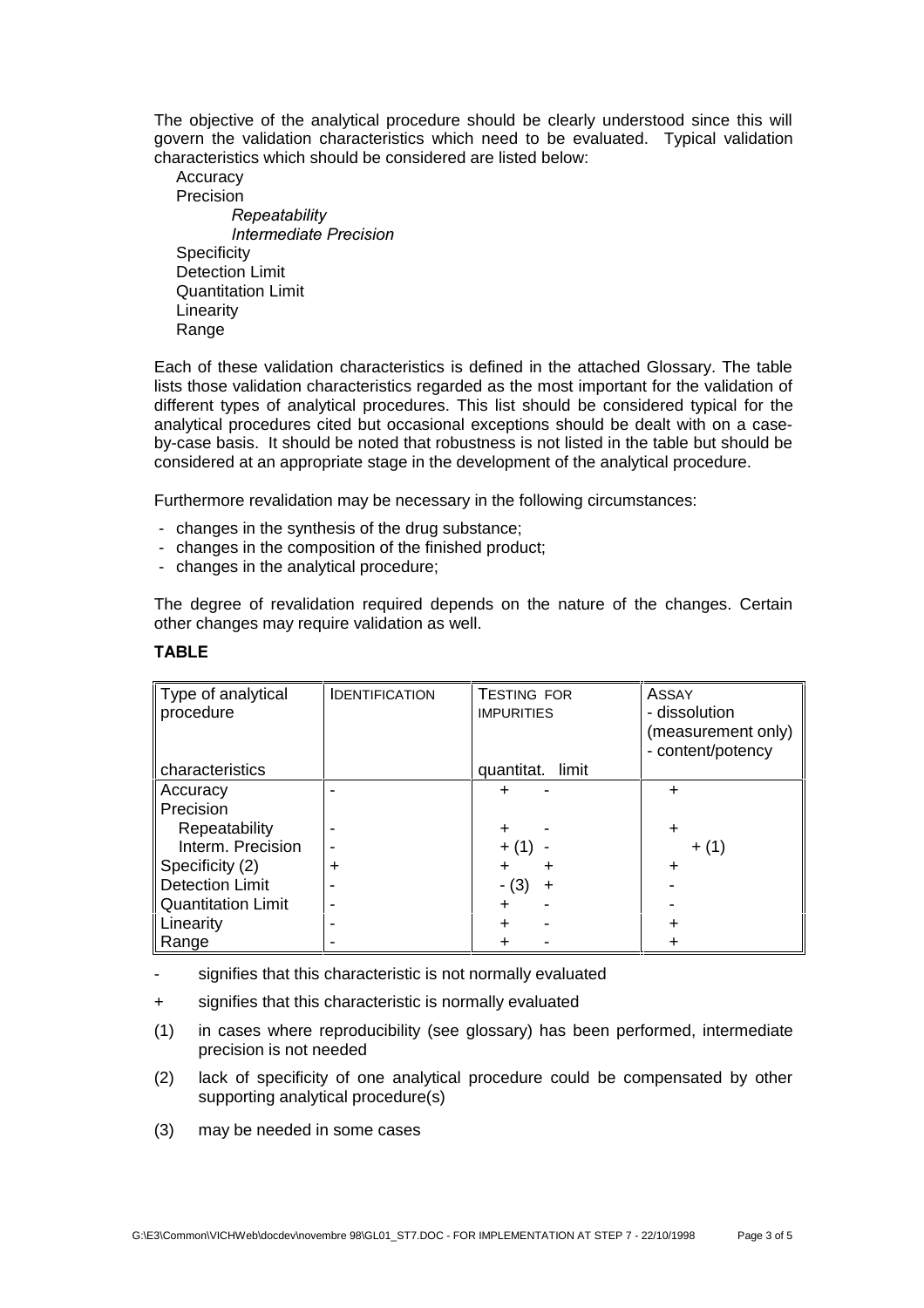The objective of the analytical procedure should be clearly understood since this will govern the validation characteristics which need to be evaluated. Typical validation characteristics which should be considered are listed below:

Accuracy
Precision
*Repeatability*
*Intermediate Precision*
Specificity
Detection Limit
Quantitation Limit
Linearity
Range

Each of these validation characteristics is defined in the attached Glossary. The table lists those validation characteristics regarded as the most important for the validation of different types of analytical procedures. This list should be considered typical for the analytical procedures cited but occasional exceptions should be dealt with on a case-by-case basis. It should be noted that robustness is not listed in the table but should be considered at an appropriate stage in the development of the analytical procedure.

Furthermore revalidation may be necessary in the following circumstances:

- changes in the synthesis of the drug substance;
- changes in the composition of the finished product;
- changes in the analytical procedure;

The degree of revalidation required depends on the nature of the changes. Certain other changes may require validation as well.

**TABLE**

| Type of analytical procedure | IDENTIFICATION | TESTING FOR IMPURITIES | | ASSAY - dissolution (measurement only) - content/potency |
|---|---|---|---|---|
| characteristics | | quantitat. | limit | |
| Accuracy | - | + | - | + |
| Precision | | | | |
| Repeatability | - | + | - | + |
| Interm. Precision | - | + (1) | - | + (1) |
| Specificity (2) | + | + | + | + |
| Detection Limit | - | - (3) | + | - |
| Quantitation Limit | - | + | - | - |
| Linearity | - | + | - | + |
| Range | - | + | - | + |

- signifies that this characteristic is not normally evaluated

\+ signifies that this characteristic is normally evaluated

(1) in cases where reproducibility (see glossary) has been performed, intermediate precision is not needed

(2) lack of specificity of one analytical procedure could be compensated by other supporting analytical procedure(s)

(3) may be needed in some cases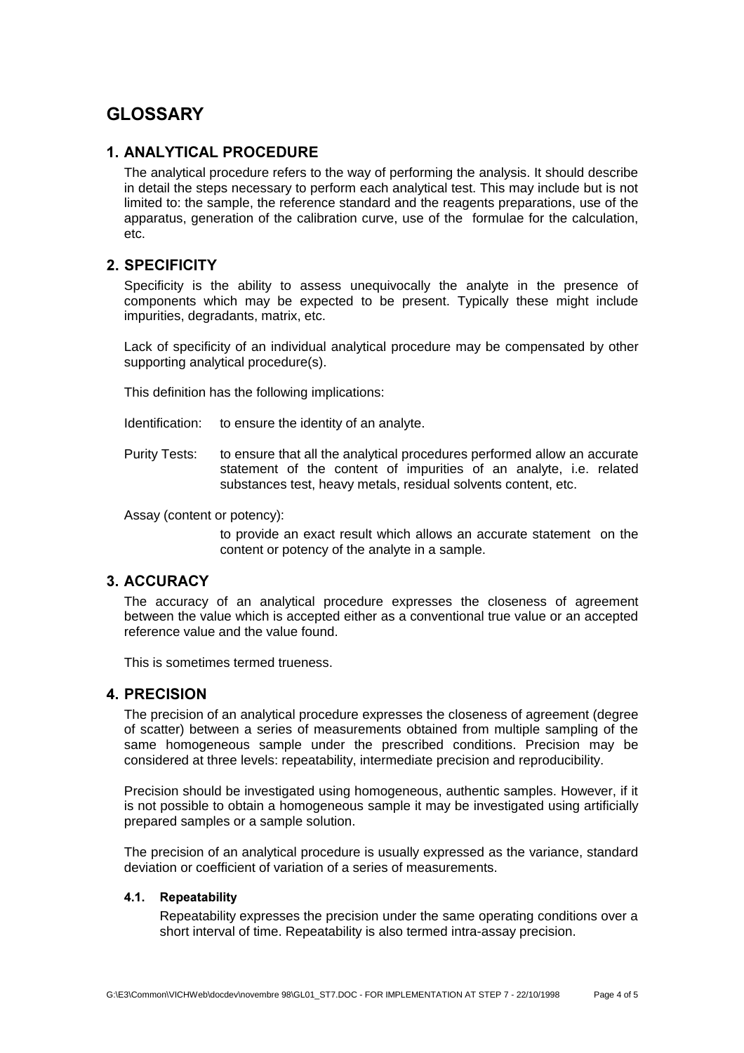# GLOSSARY

## 1. ANALYTICAL PROCEDURE

The analytical procedure refers to the way of performing the analysis. It should describe in detail the steps necessary to perform each analytical test. This may include but is not limited to: the sample, the reference standard and the reagents preparations, use of the apparatus, generation of the calibration curve, use of the formulae for the calculation, etc.

## 2. SPECIFICITY

Specificity is the ability to assess unequivocally the analyte in the presence of components which may be expected to be present. Typically these might include impurities, degradants, matrix, etc.

Lack of specificity of an individual analytical procedure may be compensated by other supporting analytical procedure(s).

This definition has the following implications:

Identification: to ensure the identity of an analyte.

Purity Tests: to ensure that all the analytical procedures performed allow an accurate statement of the content of impurities of an analyte, i.e. related substances test, heavy metals, residual solvents content, etc.

Assay (content or potency):

to provide an exact result which allows an accurate statement on the content or potency of the analyte in a sample.

## 3. ACCURACY

The accuracy of an analytical procedure expresses the closeness of agreement between the value which is accepted either as a conventional true value or an accepted reference value and the value found.

This is sometimes termed trueness.

## 4. PRECISION

The precision of an analytical procedure expresses the closeness of agreement (degree of scatter) between a series of measurements obtained from multiple sampling of the same homogeneous sample under the prescribed conditions. Precision may be considered at three levels: repeatability, intermediate precision and reproducibility.

Precision should be investigated using homogeneous, authentic samples. However, if it is not possible to obtain a homogeneous sample it may be investigated using artificially prepared samples or a sample solution.

The precision of an analytical procedure is usually expressed as the variance, standard deviation or coefficient of variation of a series of measurements.

### 4.1. Repeatability

Repeatability expresses the precision under the same operating conditions over a short interval of time. Repeatability is also termed intra-assay precision.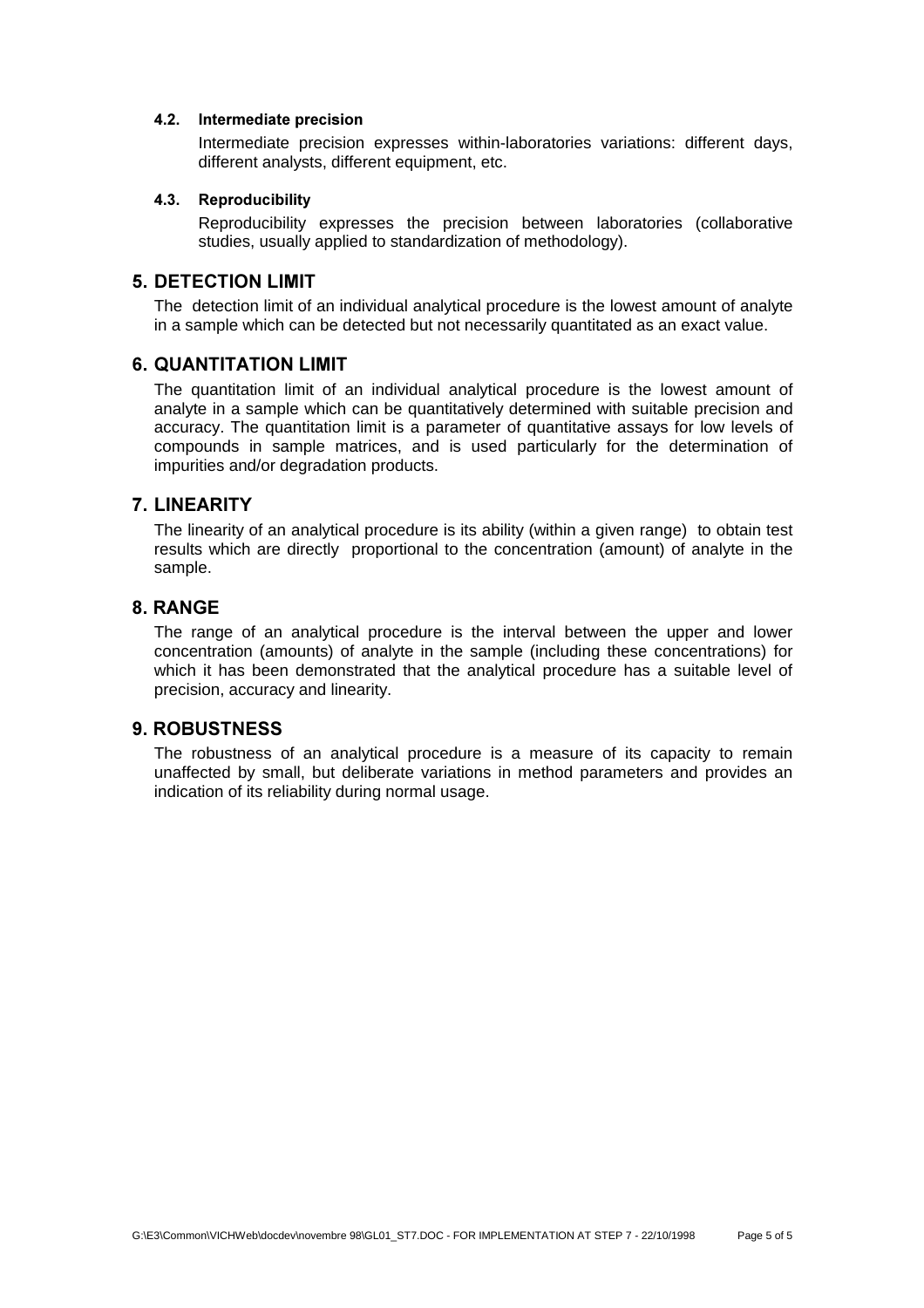### 4.2. Intermediate precision

Intermediate precision expresses within-laboratories variations: different days, different analysts, different equipment, etc.

### 4.3. Reproducibility

Reproducibility expresses the precision between laboratories (collaborative studies, usually applied to standardization of methodology).

## 5. DETECTION LIMIT

The detection limit of an individual analytical procedure is the lowest amount of analyte in a sample which can be detected but not necessarily quantitated as an exact value.

## 6. QUANTITATION LIMIT

The quantitation limit of an individual analytical procedure is the lowest amount of analyte in a sample which can be quantitatively determined with suitable precision and accuracy. The quantitation limit is a parameter of quantitative assays for low levels of compounds in sample matrices, and is used particularly for the determination of impurities and/or degradation products.

## 7. LINEARITY

The linearity of an analytical procedure is its ability (within a given range) to obtain test results which are directly proportional to the concentration (amount) of analyte in the sample.

## 8. RANGE

The range of an analytical procedure is the interval between the upper and lower concentration (amounts) of analyte in the sample (including these concentrations) for which it has been demonstrated that the analytical procedure has a suitable level of precision, accuracy and linearity.

## 9. ROBUSTNESS

The robustness of an analytical procedure is a measure of its capacity to remain unaffected by small, but deliberate variations in method parameters and provides an indication of its reliability during normal usage.